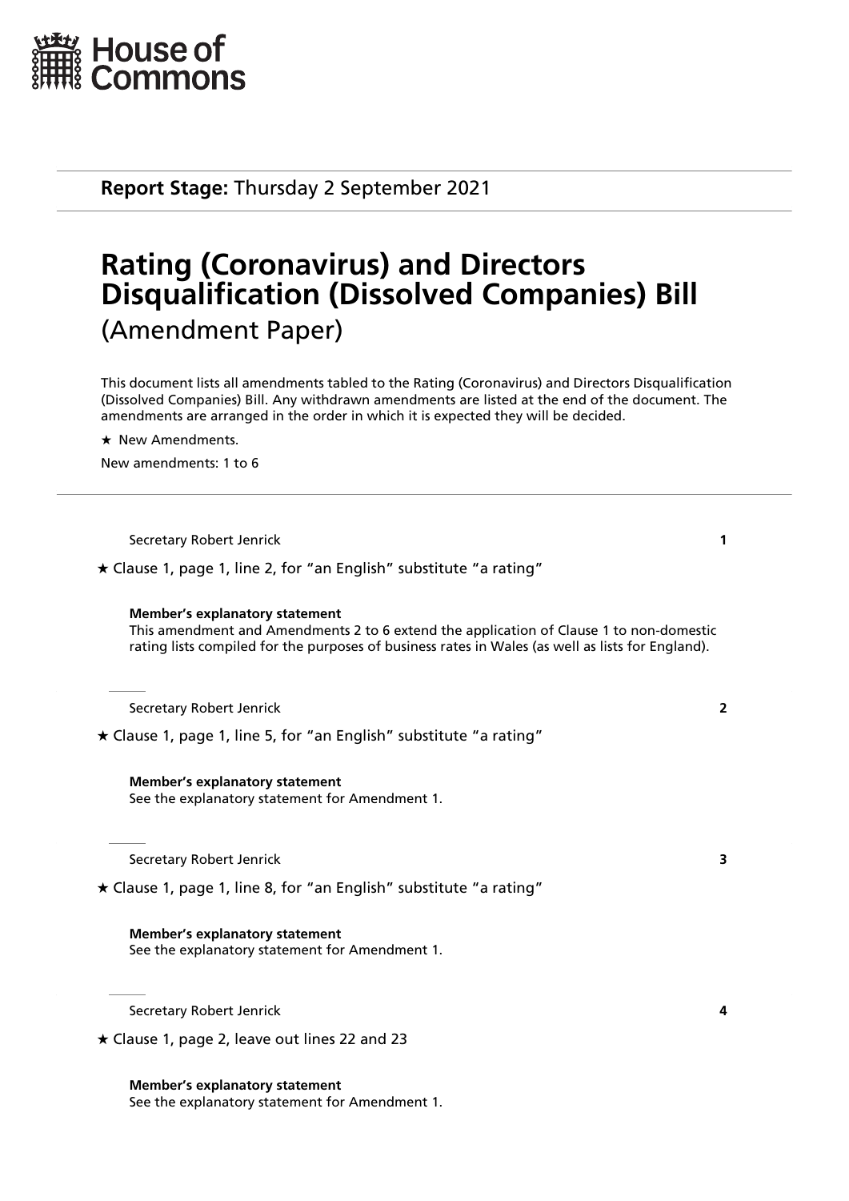House of Commons

**Report Stage:** Thursday 2 September 2021

# Rating (Coronavirus) and Directors Disqualification (Dissolved Companies) Bill

(Amendment Paper)

This document lists all amendments tabled to the Rating (Coronavirus) and Directors Disqualification (Dissolved Companies) Bill. Any withdrawn amendments are listed at the end of the document. The amendments are arranged in the order in which it is expected they will be decided.

★ New Amendments.

New amendments: 1 to 6

---

Secretary Robert Jenrick **1**

★ Clause 1, page 1, line 2, for "an English" substitute "a rating"

**Member's explanatory statement**
This amendment and Amendments 2 to 6 extend the application of Clause 1 to non-domestic rating lists compiled for the purposes of business rates in Wales (as well as lists for England).

---

Secretary Robert Jenrick **2**

★ Clause 1, page 1, line 5, for "an English" substitute "a rating"

**Member's explanatory statement**
See the explanatory statement for Amendment 1.

---

Secretary Robert Jenrick **3**

★ Clause 1, page 1, line 8, for "an English" substitute "a rating"

**Member's explanatory statement**
See the explanatory statement for Amendment 1.

---

Secretary Robert Jenrick **4**

★ Clause 1, page 2, leave out lines 22 and 23

**Member's explanatory statement**
See the explanatory statement for Amendment 1.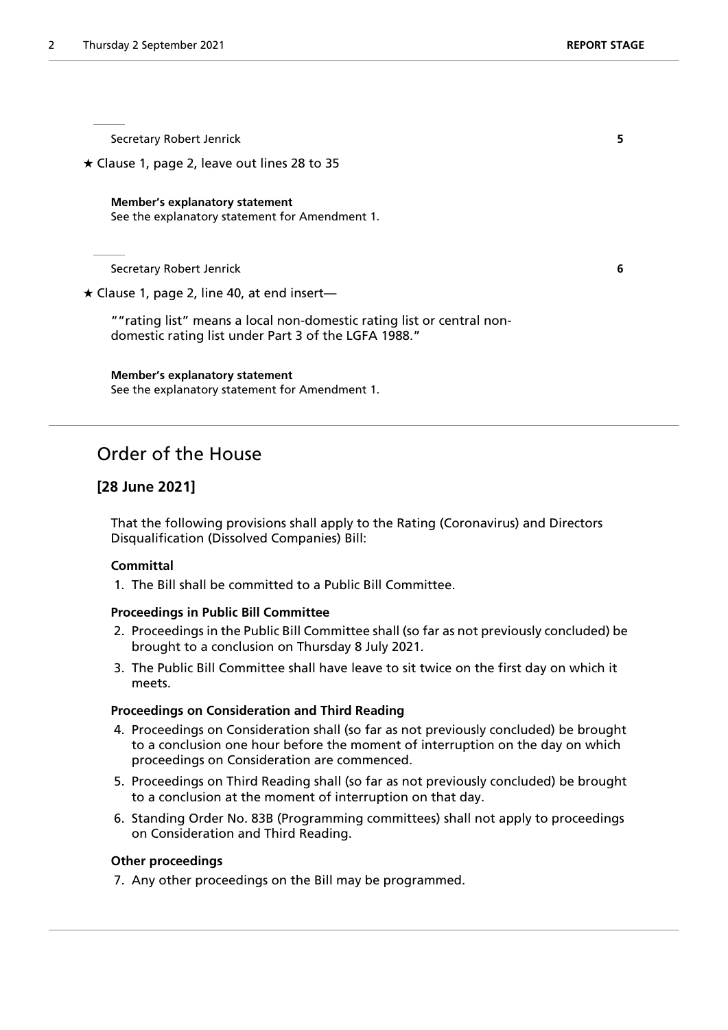Secretary Robert Jenrick **5**

★ Clause 1, page 2, leave out lines 28 to 35

**Member's explanatory statement**
See the explanatory statement for Amendment 1.

Secretary Robert Jenrick **6**

★ Clause 1, page 2, line 40, at end insert—

""rating list" means a local non-domestic rating list or central non-domestic rating list under Part 3 of the LGFA 1988."

**Member's explanatory statement**
See the explanatory statement for Amendment 1.

## Order of the House

### [28 June 2021]

That the following provisions shall apply to the Rating (Coronavirus) and Directors Disqualification (Dissolved Companies) Bill:

**Committal**

1. The Bill shall be committed to a Public Bill Committee.

**Proceedings in Public Bill Committee**

2. Proceedings in the Public Bill Committee shall (so far as not previously concluded) be brought to a conclusion on Thursday 8 July 2021.
3. The Public Bill Committee shall have leave to sit twice on the first day on which it meets.

**Proceedings on Consideration and Third Reading**

4. Proceedings on Consideration shall (so far as not previously concluded) be brought to a conclusion one hour before the moment of interruption on the day on which proceedings on Consideration are commenced.
5. Proceedings on Third Reading shall (so far as not previously concluded) be brought to a conclusion at the moment of interruption on that day.
6. Standing Order No. 83B (Programming committees) shall not apply to proceedings on Consideration and Third Reading.

**Other proceedings**

7. Any other proceedings on the Bill may be programmed.